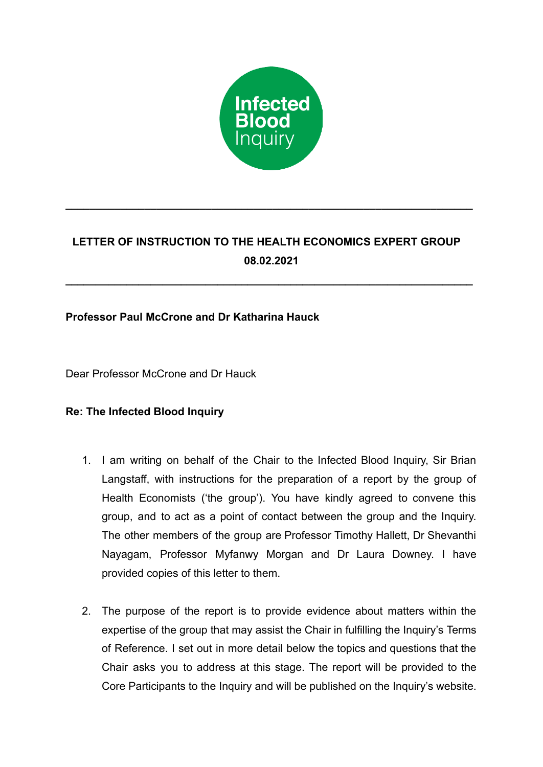Infected Blood Inquiry

---

**LETTER OF INSTRUCTION TO THE HEALTH ECONOMICS EXPERT GROUP**

**08.02.2021**

---

**Professor Paul McCrone and Dr Katharina Hauck**

Dear Professor McCrone and Dr Hauck

**Re: The Infected Blood Inquiry**

1. I am writing on behalf of the Chair to the Infected Blood Inquiry, Sir Brian Langstaff, with instructions for the preparation of a report by the group of Health Economists ('the group'). You have kindly agreed to convene this group, and to act as a point of contact between the group and the Inquiry. The other members of the group are Professor Timothy Hallett, Dr Shevanthi Nayagam, Professor Myfanwy Morgan and Dr Laura Downey. I have provided copies of this letter to them.

2. The purpose of the report is to provide evidence about matters within the expertise of the group that may assist the Chair in fulfilling the Inquiry's Terms of Reference. I set out in more detail below the topics and questions that the Chair asks you to address at this stage. The report will be provided to the Core Participants to the Inquiry and will be published on the Inquiry's website.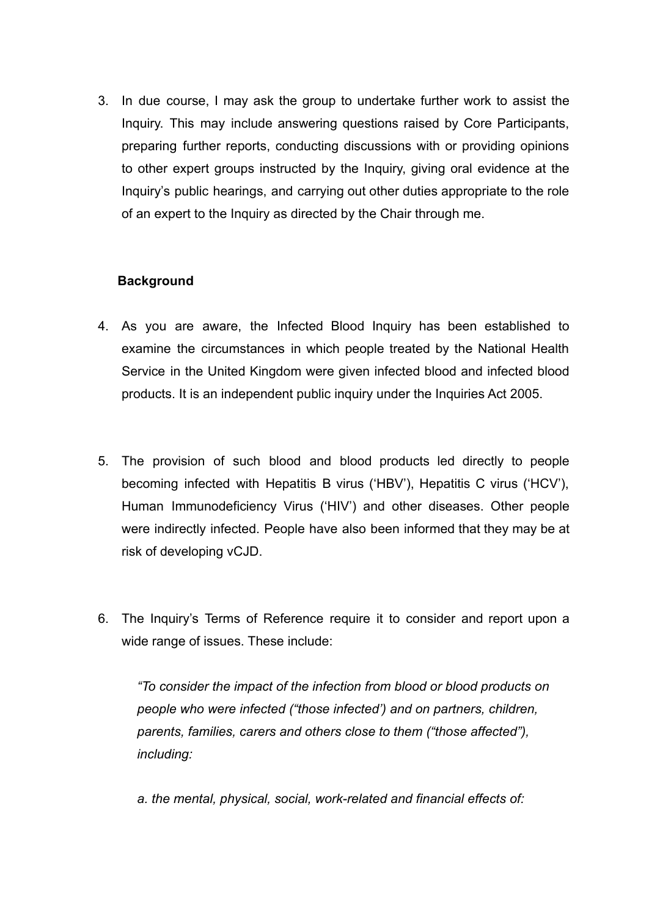3. In due course, I may ask the group to undertake further work to assist the Inquiry. This may include answering questions raised by Core Participants, preparing further reports, conducting discussions with or providing opinions to other expert groups instructed by the Inquiry, giving oral evidence at the Inquiry's public hearings, and carrying out other duties appropriate to the role of an expert to the Inquiry as directed by the Chair through me.

**Background**

4. As you are aware, the Infected Blood Inquiry has been established to examine the circumstances in which people treated by the National Health Service in the United Kingdom were given infected blood and infected blood products. It is an independent public inquiry under the Inquiries Act 2005.

5. The provision of such blood and blood products led directly to people becoming infected with Hepatitis B virus ('HBV'), Hepatitis C virus ('HCV'), Human Immunodeficiency Virus ('HIV') and other diseases. Other people were indirectly infected. People have also been informed that they may be at risk of developing vCJD.

6. The Inquiry's Terms of Reference require it to consider and report upon a wide range of issues. These include:

   *"To consider the impact of the infection from blood or blood products on people who were infected ("those infected') and on partners, children, parents, families, carers and others close to them ("those affected"), including:*

   *a. the mental, physical, social, work-related and financial effects of:*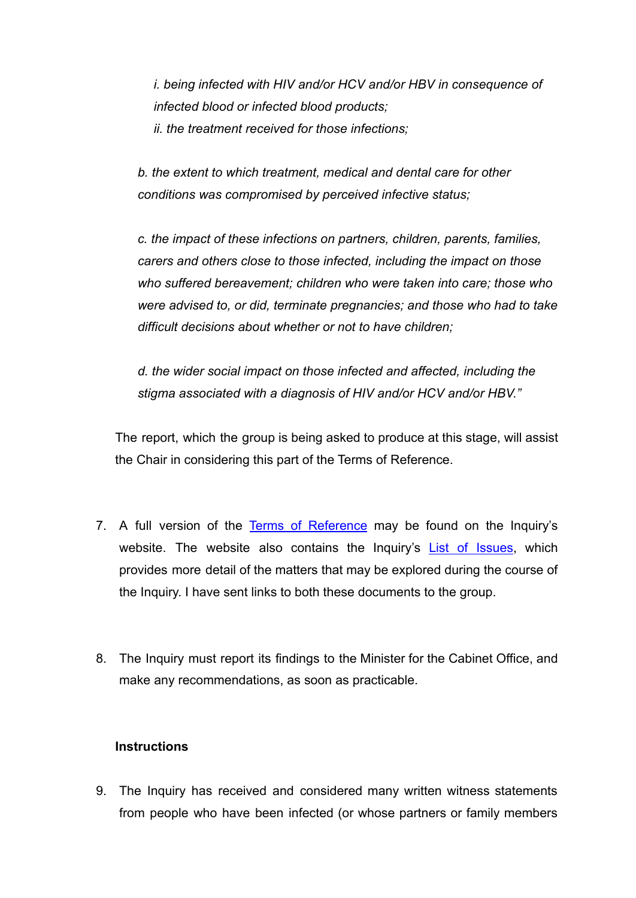*i. being infected with HIV and/or HCV and/or HBV in consequence of infected blood or infected blood products;*
*ii. the treatment received for those infections;*

*b. the extent to which treatment, medical and dental care for other conditions was compromised by perceived infective status;*

*c. the impact of these infections on partners, children, parents, families, carers and others close to those infected, including the impact on those who suffered bereavement; children who were taken into care; those who were advised to, or did, terminate pregnancies; and those who had to take difficult decisions about whether or not to have children;*

*d. the wider social impact on those infected and affected, including the stigma associated with a diagnosis of HIV and/or HCV and/or HBV."*

The report, which the group is being asked to produce at this stage, will assist the Chair in considering this part of the Terms of Reference.

7. A full version of the [Terms of Reference] may be found on the Inquiry's website. The website also contains the Inquiry's [List of Issues], which provides more detail of the matters that may be explored during the course of the Inquiry. I have sent links to both these documents to the group.

8. The Inquiry must report its findings to the Minister for the Cabinet Office, and make any recommendations, as soon as practicable.

**Instructions**

9. The Inquiry has received and considered many written witness statements from people who have been infected (or whose partners or family members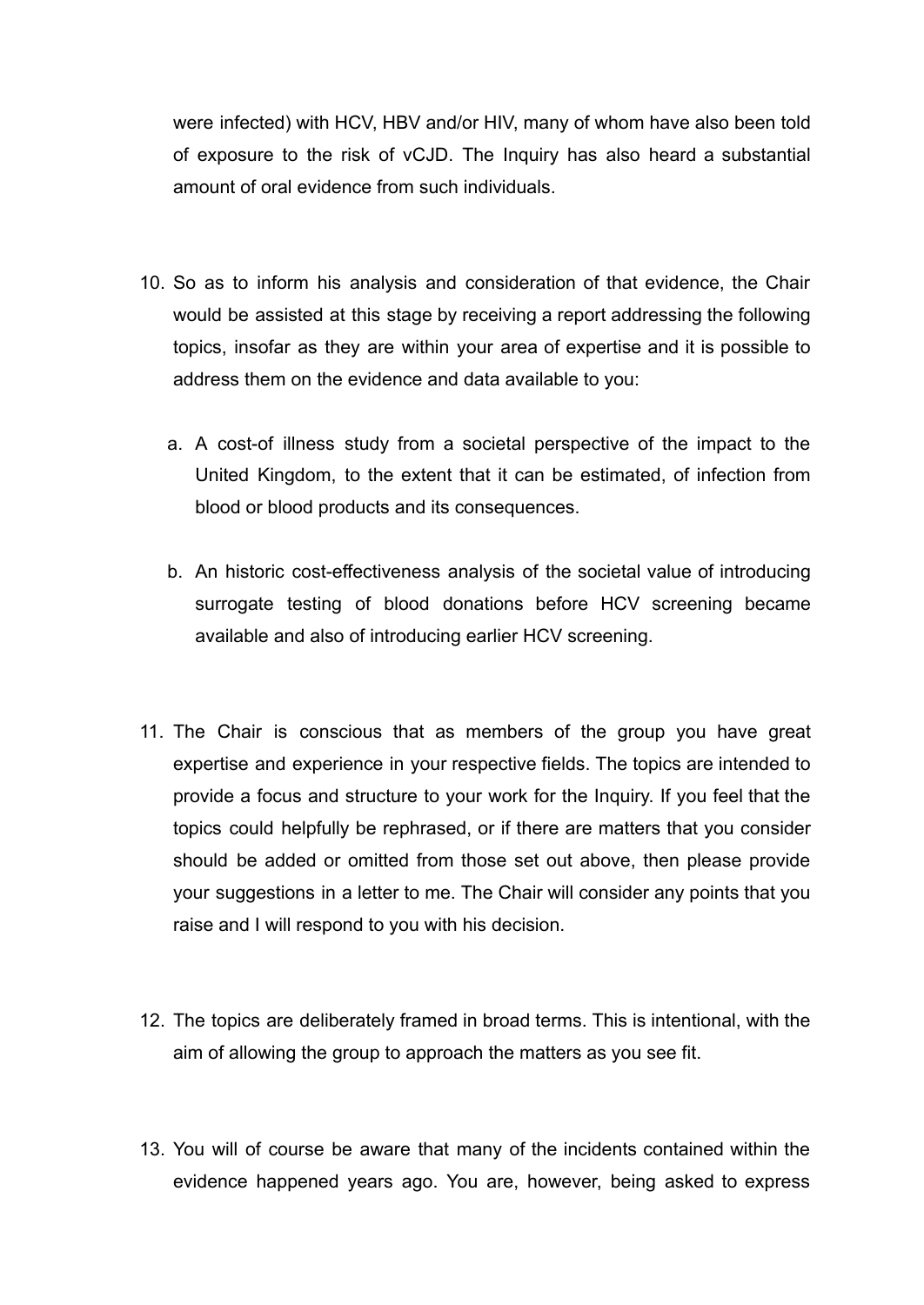were infected) with HCV, HBV and/or HIV, many of whom have also been told of exposure to the risk of vCJD. The Inquiry has also heard a substantial amount of oral evidence from such individuals.

10. So as to inform his analysis and consideration of that evidence, the Chair would be assisted at this stage by receiving a report addressing the following topics, insofar as they are within your area of expertise and it is possible to address them on the evidence and data available to you:

    a. A cost-of illness study from a societal perspective of the impact to the United Kingdom, to the extent that it can be estimated, of infection from blood or blood products and its consequences.

    b. An historic cost-effectiveness analysis of the societal value of introducing surrogate testing of blood donations before HCV screening became available and also of introducing earlier HCV screening.

11. The Chair is conscious that as members of the group you have great expertise and experience in your respective fields. The topics are intended to provide a focus and structure to your work for the Inquiry. If you feel that the topics could helpfully be rephrased, or if there are matters that you consider should be added or omitted from those set out above, then please provide your suggestions in a letter to me. The Chair will consider any points that you raise and I will respond to you with his decision.

12. The topics are deliberately framed in broad terms. This is intentional, with the aim of allowing the group to approach the matters as you see fit.

13. You will of course be aware that many of the incidents contained within the evidence happened years ago. You are, however, being asked to express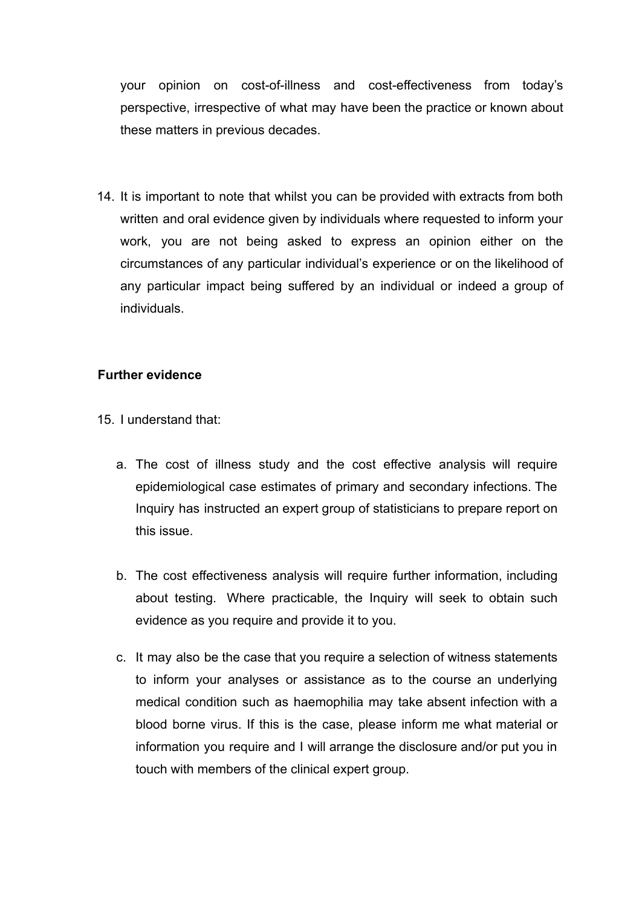your opinion on cost-of-illness and cost-effectiveness from today's perspective, irrespective of what may have been the practice or known about these matters in previous decades.

14. It is important to note that whilst you can be provided with extracts from both written and oral evidence given by individuals where requested to inform your work, you are not being asked to express an opinion either on the circumstances of any particular individual's experience or on the likelihood of any particular impact being suffered by an individual or indeed a group of individuals.

**Further evidence**

15. I understand that:

    a. The cost of illness study and the cost effective analysis will require epidemiological case estimates of primary and secondary infections. The Inquiry has instructed an expert group of statisticians to prepare report on this issue.

    b. The cost effectiveness analysis will require further information, including about testing. Where practicable, the Inquiry will seek to obtain such evidence as you require and provide it to you.

    c. It may also be the case that you require a selection of witness statements to inform your analyses or assistance as to the course an underlying medical condition such as haemophilia may take absent infection with a blood borne virus. If this is the case, please inform me what material or information you require and I will arrange the disclosure and/or put you in touch with members of the clinical expert group.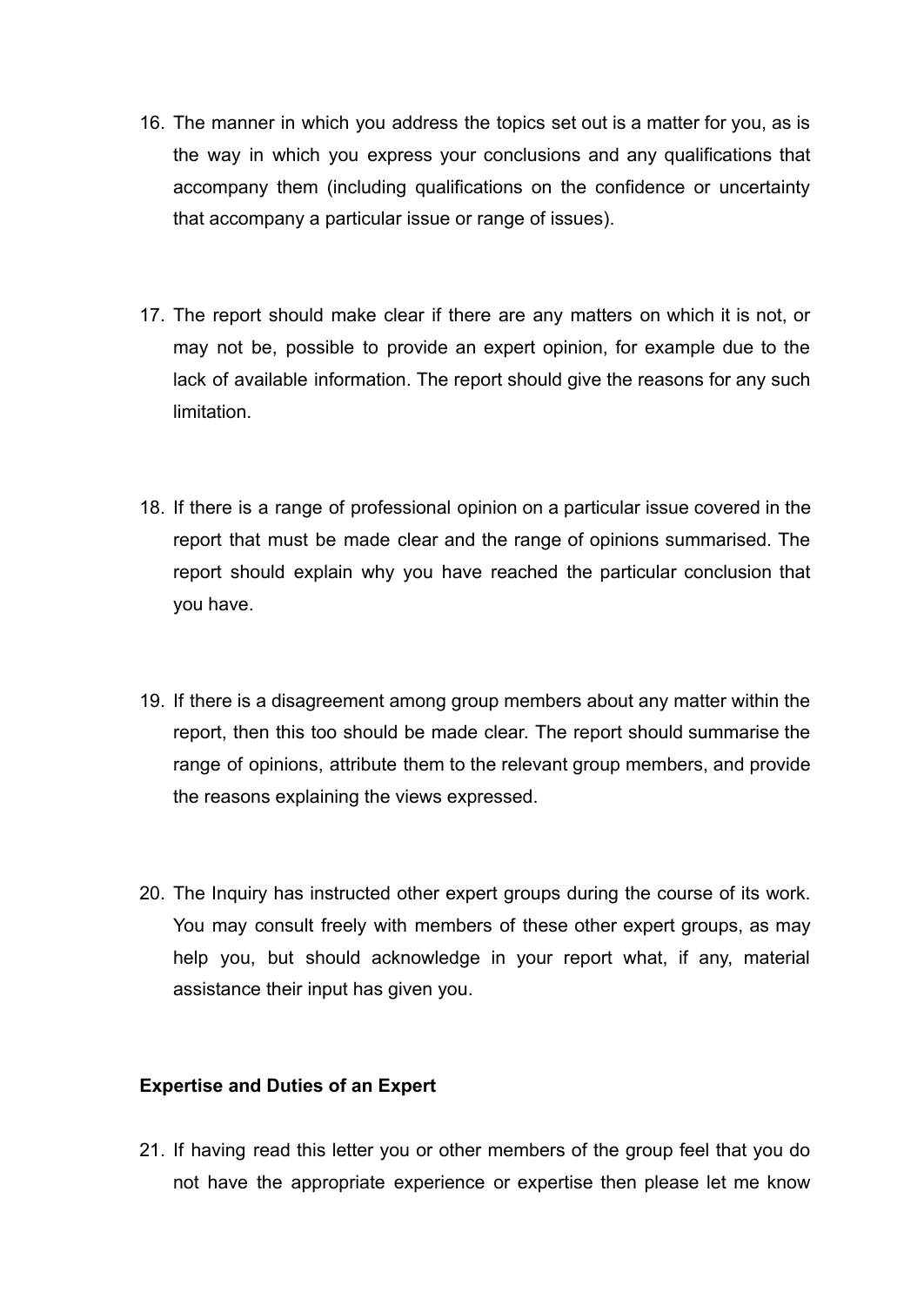16. The manner in which you address the topics set out is a matter for you, as is the way in which you express your conclusions and any qualifications that accompany them (including qualifications on the confidence or uncertainty that accompany a particular issue or range of issues).

17. The report should make clear if there are any matters on which it is not, or may not be, possible to provide an expert opinion, for example due to the lack of available information. The report should give the reasons for any such limitation.

18. If there is a range of professional opinion on a particular issue covered in the report that must be made clear and the range of opinions summarised. The report should explain why you have reached the particular conclusion that you have.

19. If there is a disagreement among group members about any matter within the report, then this too should be made clear. The report should summarise the range of opinions, attribute them to the relevant group members, and provide the reasons explaining the views expressed.

20. The Inquiry has instructed other expert groups during the course of its work. You may consult freely with members of these other expert groups, as may help you, but should acknowledge in your report what, if any, material assistance their input has given you.

**Expertise and Duties of an Expert**

21. If having read this letter you or other members of the group feel that you do not have the appropriate experience or expertise then please let me know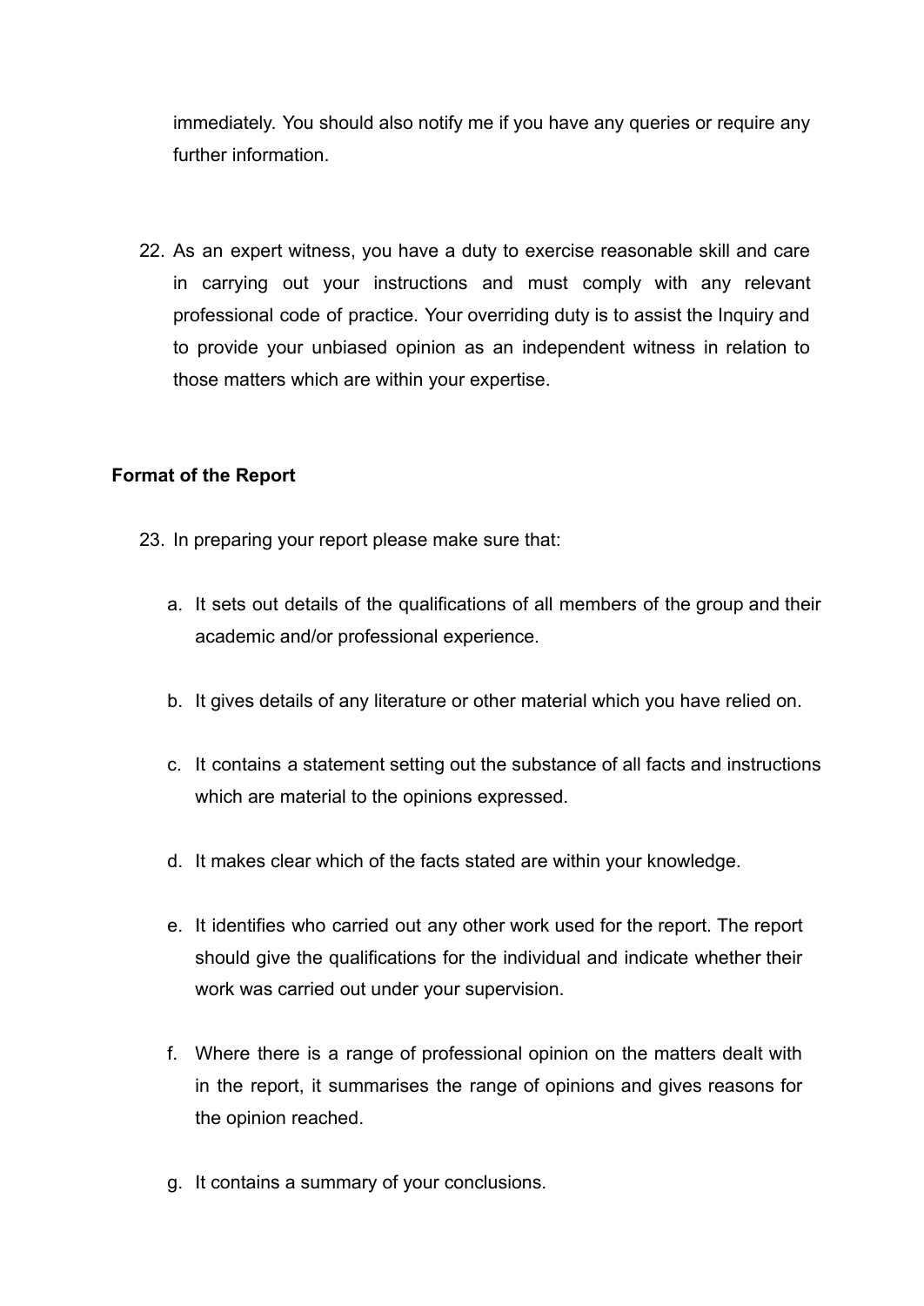immediately. You should also notify me if you have any queries or require any further information.

22. As an expert witness, you have a duty to exercise reasonable skill and care in carrying out your instructions and must comply with any relevant professional code of practice. Your overriding duty is to assist the Inquiry and to provide your unbiased opinion as an independent witness in relation to those matters which are within your expertise.

**Format of the Report**

23. In preparing your report please make sure that:

    a. It sets out details of the qualifications of all members of the group and their academic and/or professional experience.

    b. It gives details of any literature or other material which you have relied on.

    c. It contains a statement setting out the substance of all facts and instructions which are material to the opinions expressed.

    d. It makes clear which of the facts stated are within your knowledge.

    e. It identifies who carried out any other work used for the report. The report should give the qualifications for the individual and indicate whether their work was carried out under your supervision.

    f. Where there is a range of professional opinion on the matters dealt with in the report, it summarises the range of opinions and gives reasons for the opinion reached.

    g. It contains a summary of your conclusions.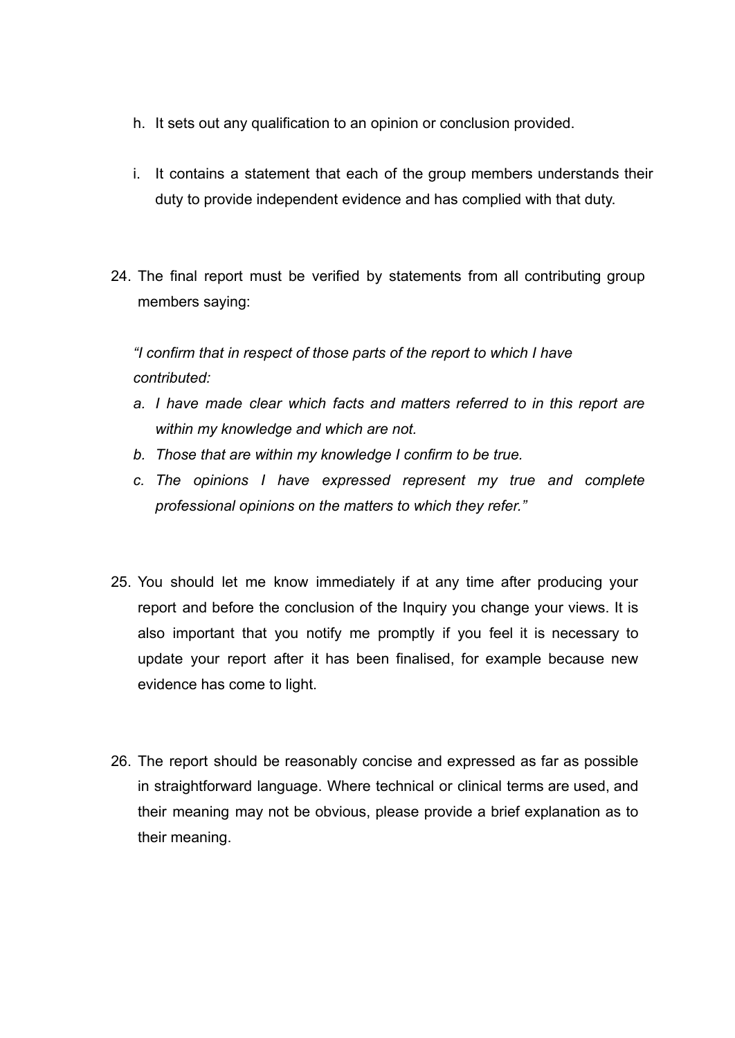h. It sets out any qualification to an opinion or conclusion provided.

i. It contains a statement that each of the group members understands their duty to provide independent evidence and has complied with that duty.

24. The final report must be verified by statements from all contributing group members saying:

    *"I confirm that in respect of those parts of the report to which I have contributed:*

    *a. I have made clear which facts and matters referred to in this report are within my knowledge and which are not.*

    *b. Those that are within my knowledge I confirm to be true.*

    *c. The opinions I have expressed represent my true and complete professional opinions on the matters to which they refer."*

25. You should let me know immediately if at any time after producing your report and before the conclusion of the Inquiry you change your views. It is also important that you notify me promptly if you feel it is necessary to update your report after it has been finalised, for example because new evidence has come to light.

26. The report should be reasonably concise and expressed as far as possible in straightforward language. Where technical or clinical terms are used, and their meaning may not be obvious, please provide a brief explanation as to their meaning.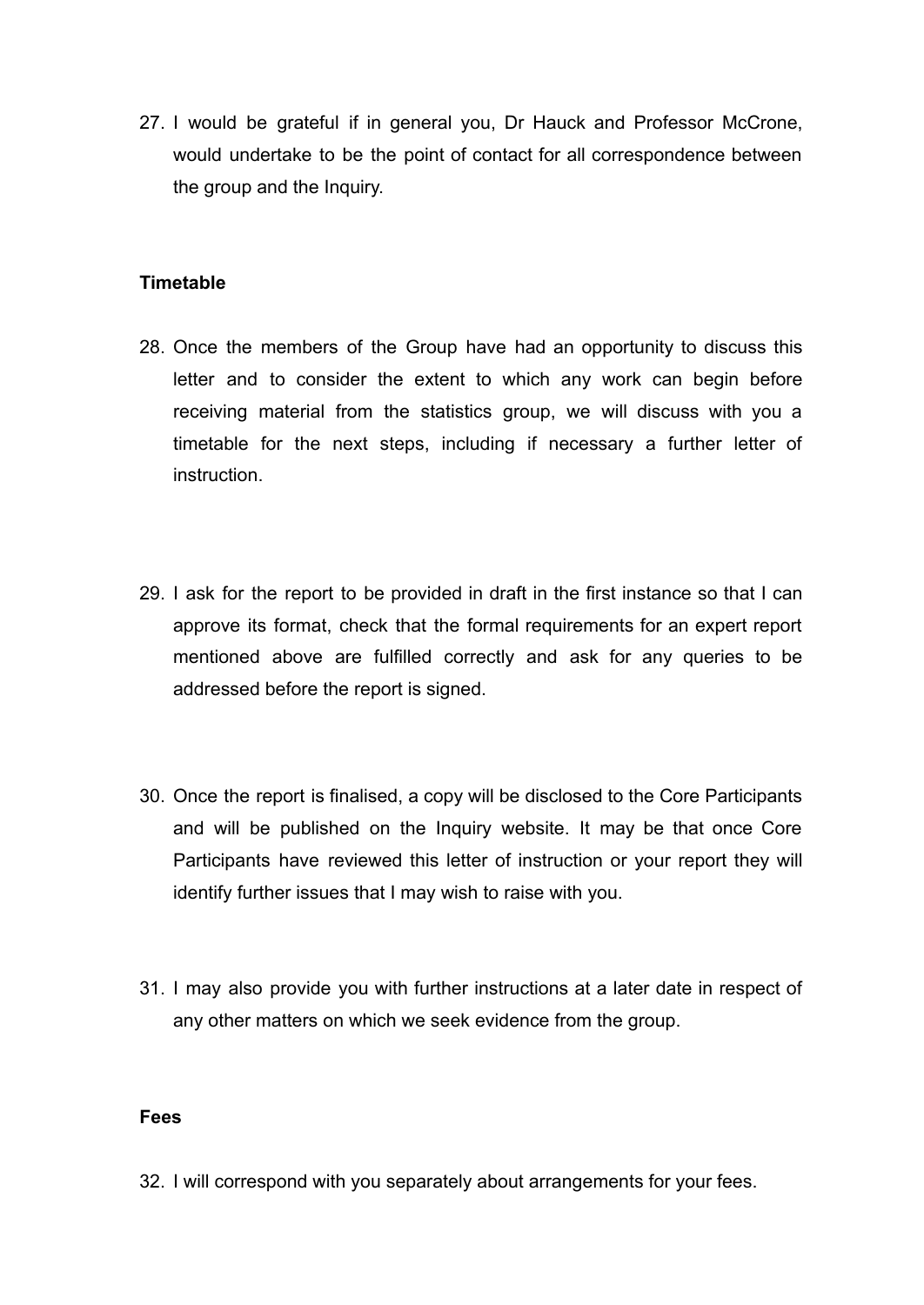27. I would be grateful if in general you, Dr Hauck and Professor McCrone, would undertake to be the point of contact for all correspondence between the group and the Inquiry.

**Timetable**

28. Once the members of the Group have had an opportunity to discuss this letter and to consider the extent to which any work can begin before receiving material from the statistics group, we will discuss with you a timetable for the next steps, including if necessary a further letter of instruction.

29. I ask for the report to be provided in draft in the first instance so that I can approve its format, check that the formal requirements for an expert report mentioned above are fulfilled correctly and ask for any queries to be addressed before the report is signed.

30. Once the report is finalised, a copy will be disclosed to the Core Participants and will be published on the Inquiry website. It may be that once Core Participants have reviewed this letter of instruction or your report they will identify further issues that I may wish to raise with you.

31. I may also provide you with further instructions at a later date in respect of any other matters on which we seek evidence from the group.

**Fees**

32. I will correspond with you separately about arrangements for your fees.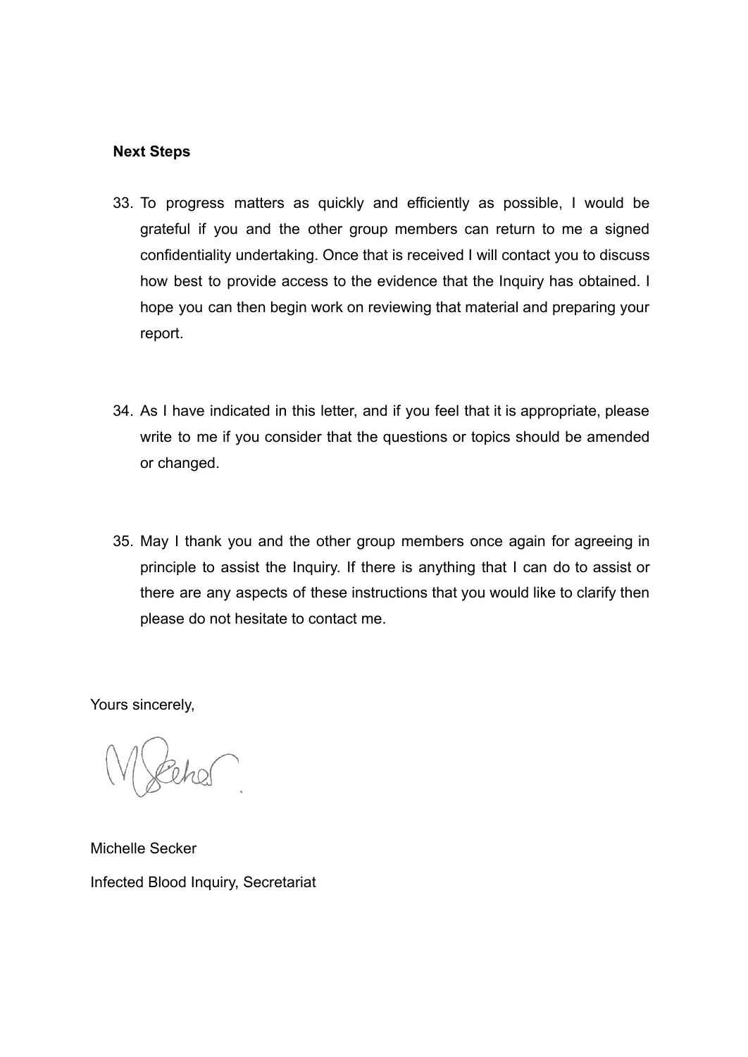**Next Steps**

33. To progress matters as quickly and efficiently as possible, I would be grateful if you and the other group members can return to me a signed confidentiality undertaking. Once that is received I will contact you to discuss how best to provide access to the evidence that the Inquiry has obtained. I hope you can then begin work on reviewing that material and preparing your report.

34. As I have indicated in this letter, and if you feel that it is appropriate, please write to me if you consider that the questions or topics should be amended or changed.

35. May I thank you and the other group members once again for agreeing in principle to assist the Inquiry. If there is anything that I can do to assist or there are any aspects of these instructions that you would like to clarify then please do not hesitate to contact me.

Yours sincerely,

Michelle Secker

Infected Blood Inquiry, Secretariat